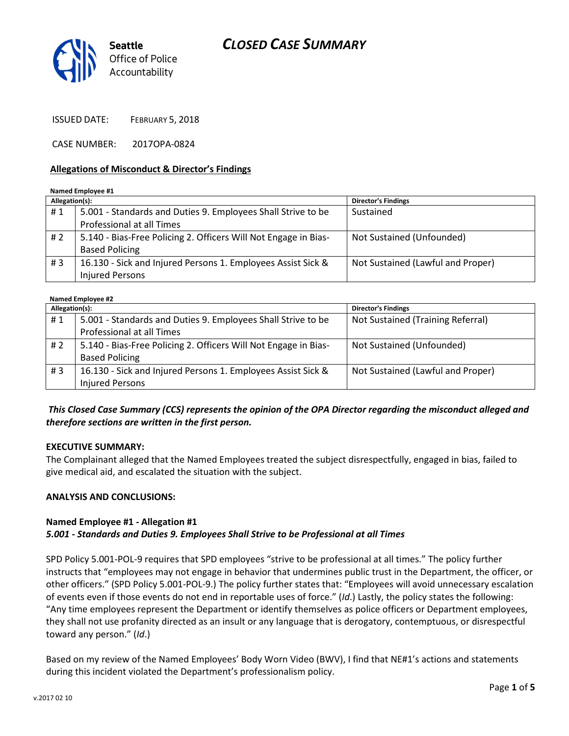# CLOSED CASE SUMMARY

Seattle Office of Police Accountability

ISSUED DATE: FEBRUARY 5, 2018

CASE NUMBER: 2017OPA-0824

**Allegations of Misconduct & Director's Findings**

**Named Employee #1**

| Allegation(s): | | Director's Findings |
|---|---|---|
| # 1 | 5.001 - Standards and Duties 9. Employees Shall Strive to be Professional at all Times | Sustained |
| # 2 | 5.140 - Bias-Free Policing 2. Officers Will Not Engage in Bias-Based Policing | Not Sustained (Unfounded) |
| # 3 | 16.130 - Sick and Injured Persons 1. Employees Assist Sick & Injured Persons | Not Sustained (Lawful and Proper) |

**Named Employee #2**

| Allegation(s): | | Director's Findings |
|---|---|---|
| # 1 | 5.001 - Standards and Duties 9. Employees Shall Strive to be Professional at all Times | Not Sustained (Training Referral) |
| # 2 | 5.140 - Bias-Free Policing 2. Officers Will Not Engage in Bias-Based Policing | Not Sustained (Unfounded) |
| # 3 | 16.130 - Sick and Injured Persons 1. Employees Assist Sick & Injured Persons | Not Sustained (Lawful and Proper) |

***This Closed Case Summary (CCS) represents the opinion of the OPA Director regarding the misconduct alleged and therefore sections are written in the first person.***

**EXECUTIVE SUMMARY:**

The Complainant alleged that the Named Employees treated the subject disrespectfully, engaged in bias, failed to give medical aid, and escalated the situation with the subject.

**ANALYSIS AND CONCLUSIONS:**

**Named Employee #1 - Allegation #1**
***5.001 - Standards and Duties 9. Employees Shall Strive to be Professional at all Times***

SPD Policy 5.001-POL-9 requires that SPD employees "strive to be professional at all times." The policy further instructs that "employees may not engage in behavior that undermines public trust in the Department, the officer, or other officers." (SPD Policy 5.001-POL-9.) The policy further states that: "Employees will avoid unnecessary escalation of events even if those events do not end in reportable uses of force." (*Id*.) Lastly, the policy states the following: "Any time employees represent the Department or identify themselves as police officers or Department employees, they shall not use profanity directed as an insult or any language that is derogatory, contemptuous, or disrespectful toward any person." (*Id*.)

Based on my review of the Named Employees' Body Worn Video (BWV), I find that NE#1's actions and statements during this incident violated the Department's professionalism policy.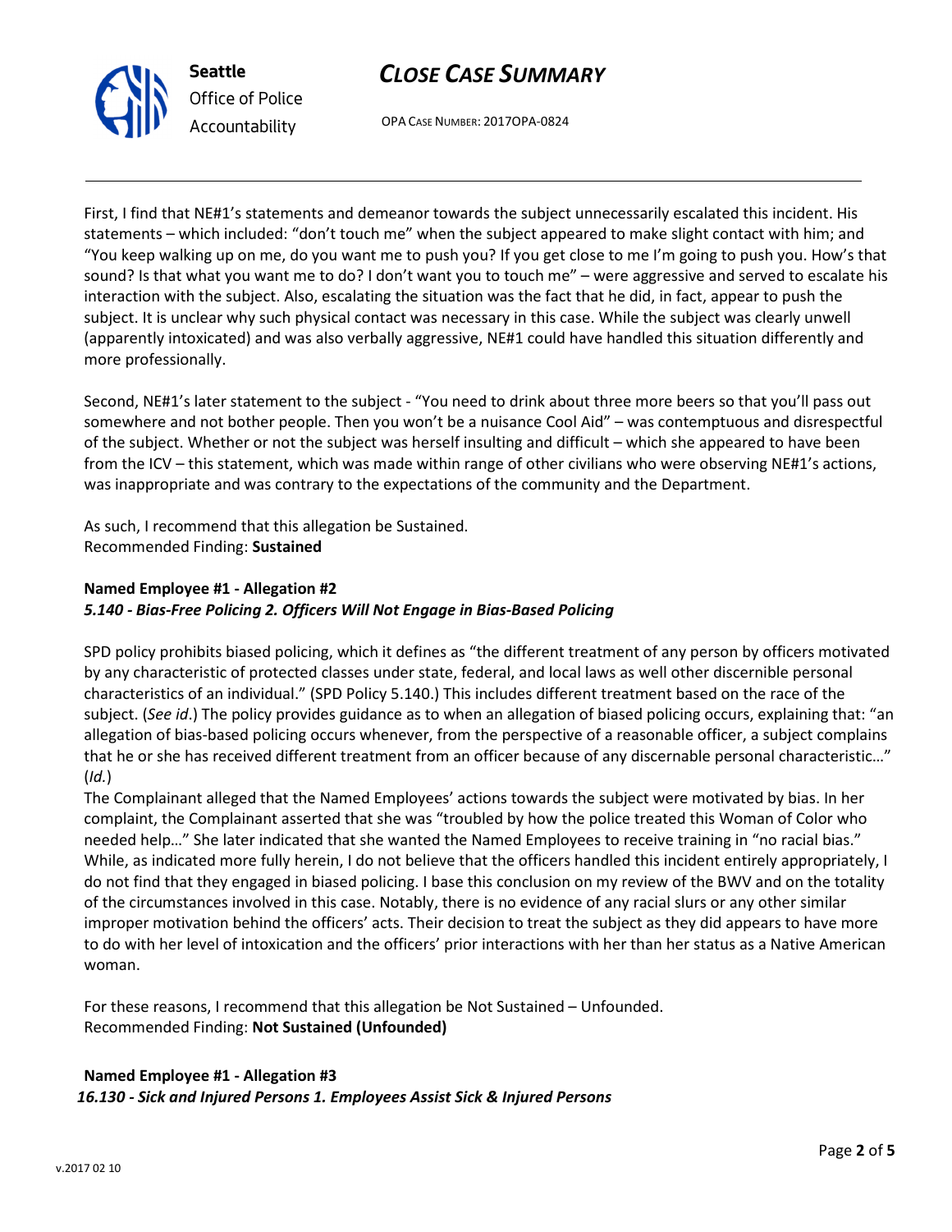First, I find that NE#1's statements and demeanor towards the subject unnecessarily escalated this incident. His statements – which included: "don't touch me" when the subject appeared to make slight contact with him; and "You keep walking up on me, do you want me to push you? If you get close to me I'm going to push you. How's that sound? Is that what you want me to do? I don't want you to touch me" – were aggressive and served to escalate his interaction with the subject. Also, escalating the situation was the fact that he did, in fact, appear to push the subject. It is unclear why such physical contact was necessary in this case. While the subject was clearly unwell (apparently intoxicated) and was also verbally aggressive, NE#1 could have handled this situation differently and more professionally.

Second, NE#1's later statement to the subject - "You need to drink about three more beers so that you'll pass out somewhere and not bother people. Then you won't be a nuisance Cool Aid" – was contemptuous and disrespectful of the subject. Whether or not the subject was herself insulting and difficult – which she appeared to have been from the ICV – this statement, which was made within range of other civilians who were observing NE#1's actions, was inappropriate and was contrary to the expectations of the community and the Department.

As such, I recommend that this allegation be Sustained.
Recommended Finding: **Sustained**

**Named Employee #1 - Allegation #2**
***5.140 - Bias-Free Policing 2. Officers Will Not Engage in Bias-Based Policing***

SPD policy prohibits biased policing, which it defines as "the different treatment of any person by officers motivated by any characteristic of protected classes under state, federal, and local laws as well other discernible personal characteristics of an individual." (SPD Policy 5.140.) This includes different treatment based on the race of the subject. (*See id*.) The policy provides guidance as to when an allegation of biased policing occurs, explaining that: "an allegation of bias-based policing occurs whenever, from the perspective of a reasonable officer, a subject complains that he or she has received different treatment from an officer because of any discernable personal characteristic…" (*Id.*)

The Complainant alleged that the Named Employees' actions towards the subject were motivated by bias. In her complaint, the Complainant asserted that she was "troubled by how the police treated this Woman of Color who needed help…" She later indicated that she wanted the Named Employees to receive training in "no racial bias." While, as indicated more fully herein, I do not believe that the officers handled this incident entirely appropriately, I do not find that they engaged in biased policing. I base this conclusion on my review of the BWV and on the totality of the circumstances involved in this case. Notably, there is no evidence of any racial slurs or any other similar improper motivation behind the officers' acts. Their decision to treat the subject as they did appears to have more to do with her level of intoxication and the officers' prior interactions with her than her status as a Native American woman.

For these reasons, I recommend that this allegation be Not Sustained – Unfounded.
Recommended Finding: **Not Sustained (Unfounded)**

**Named Employee #1 - Allegation #3**
***16.130 - Sick and Injured Persons 1. Employees Assist Sick & Injured Persons***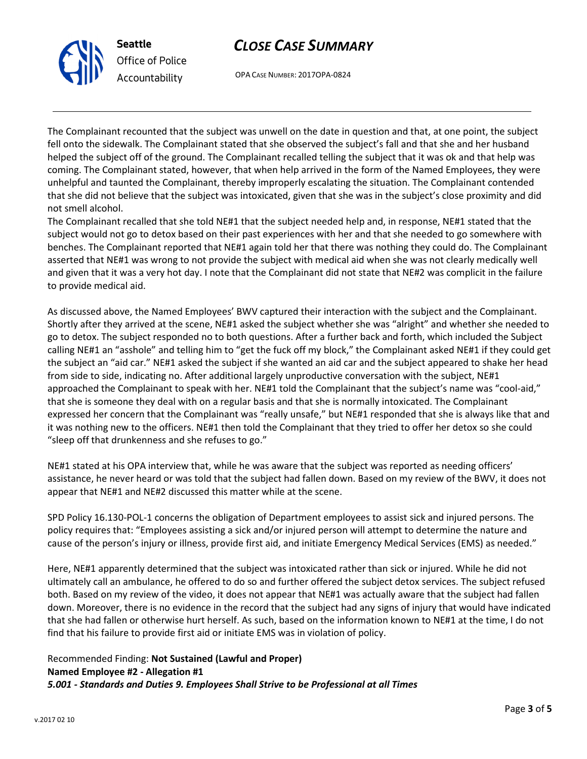The Complainant recounted that the subject was unwell on the date in question and that, at one point, the subject fell onto the sidewalk. The Complainant stated that she observed the subject's fall and that she and her husband helped the subject off of the ground. The Complainant recalled telling the subject that it was ok and that help was coming. The Complainant stated, however, that when help arrived in the form of the Named Employees, they were unhelpful and taunted the Complainant, thereby improperly escalating the situation. The Complainant contended that she did not believe that the subject was intoxicated, given that she was in the subject's close proximity and did not smell alcohol.

The Complainant recalled that she told NE#1 that the subject needed help and, in response, NE#1 stated that the subject would not go to detox based on their past experiences with her and that she needed to go somewhere with benches. The Complainant reported that NE#1 again told her that there was nothing they could do. The Complainant asserted that NE#1 was wrong to not provide the subject with medical aid when she was not clearly medically well and given that it was a very hot day. I note that the Complainant did not state that NE#2 was complicit in the failure to provide medical aid.

As discussed above, the Named Employees' BWV captured their interaction with the subject and the Complainant. Shortly after they arrived at the scene, NE#1 asked the subject whether she was "alright" and whether she needed to go to detox. The subject responded no to both questions. After a further back and forth, which included the Subject calling NE#1 an "asshole" and telling him to "get the fuck off my block," the Complainant asked NE#1 if they could get the subject an "aid car." NE#1 asked the subject if she wanted an aid car and the subject appeared to shake her head from side to side, indicating no. After additional largely unproductive conversation with the subject, NE#1 approached the Complainant to speak with her. NE#1 told the Complainant that the subject's name was "cool-aid," that she is someone they deal with on a regular basis and that she is normally intoxicated. The Complainant expressed her concern that the Complainant was "really unsafe," but NE#1 responded that she is always like that and it was nothing new to the officers. NE#1 then told the Complainant that they tried to offer her detox so she could "sleep off that drunkenness and she refuses to go."

NE#1 stated at his OPA interview that, while he was aware that the subject was reported as needing officers' assistance, he never heard or was told that the subject had fallen down. Based on my review of the BWV, it does not appear that NE#1 and NE#2 discussed this matter while at the scene.

SPD Policy 16.130-POL-1 concerns the obligation of Department employees to assist sick and injured persons. The policy requires that: "Employees assisting a sick and/or injured person will attempt to determine the nature and cause of the person's injury or illness, provide first aid, and initiate Emergency Medical Services (EMS) as needed."

Here, NE#1 apparently determined that the subject was intoxicated rather than sick or injured. While he did not ultimately call an ambulance, he offered to do so and further offered the subject detox services. The subject refused both. Based on my review of the video, it does not appear that NE#1 was actually aware that the subject had fallen down. Moreover, there is no evidence in the record that the subject had any signs of injury that would have indicated that she had fallen or otherwise hurt herself. As such, based on the information known to NE#1 at the time, I do not find that his failure to provide first aid or initiate EMS was in violation of policy.

Recommended Finding: **Not Sustained (Lawful and Proper)**

**Named Employee #2 - Allegation #1**

***5.001 - Standards and Duties 9. Employees Shall Strive to be Professional at all Times***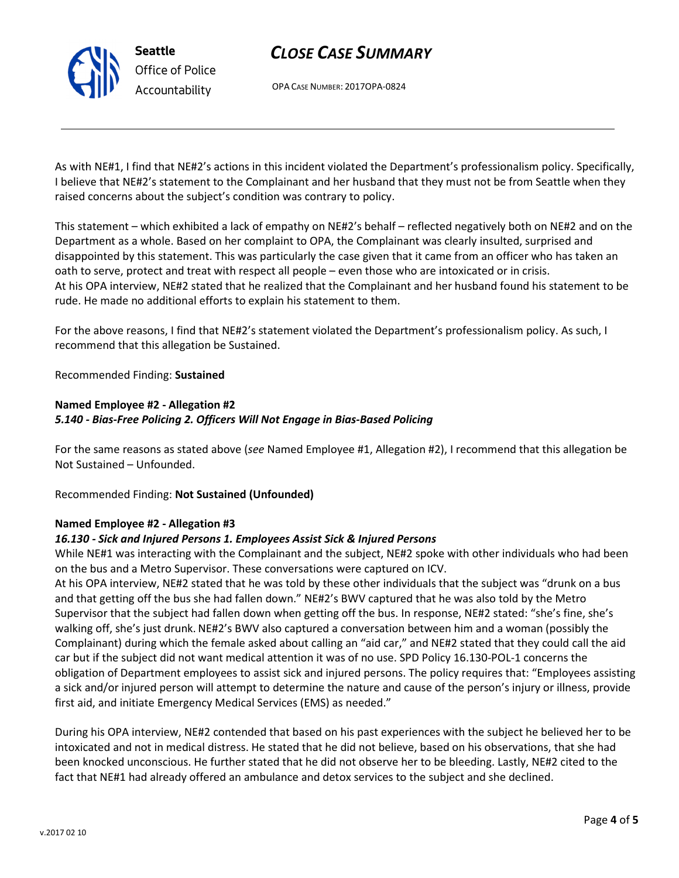As with NE#1, I find that NE#2's actions in this incident violated the Department's professionalism policy. Specifically, I believe that NE#2's statement to the Complainant and her husband that they must not be from Seattle when they raised concerns about the subject's condition was contrary to policy.

This statement – which exhibited a lack of empathy on NE#2's behalf – reflected negatively both on NE#2 and on the Department as a whole. Based on her complaint to OPA, the Complainant was clearly insulted, surprised and disappointed by this statement. This was particularly the case given that it came from an officer who has taken an oath to serve, protect and treat with respect all people – even those who are intoxicated or in crisis. At his OPA interview, NE#2 stated that he realized that the Complainant and her husband found his statement to be rude. He made no additional efforts to explain his statement to them.

For the above reasons, I find that NE#2's statement violated the Department's professionalism policy. As such, I recommend that this allegation be Sustained.

Recommended Finding: **Sustained**

**Named Employee #2 - Allegation #2**
***5.140 - Bias-Free Policing 2. Officers Will Not Engage in Bias-Based Policing***

For the same reasons as stated above (*see* Named Employee #1, Allegation #2), I recommend that this allegation be Not Sustained – Unfounded.

Recommended Finding: **Not Sustained (Unfounded)**

**Named Employee #2 - Allegation #3**
***16.130 - Sick and Injured Persons 1. Employees Assist Sick & Injured Persons***

While NE#1 was interacting with the Complainant and the subject, NE#2 spoke with other individuals who had been on the bus and a Metro Supervisor. These conversations were captured on ICV.

At his OPA interview, NE#2 stated that he was told by these other individuals that the subject was "drunk on a bus and that getting off the bus she had fallen down." NE#2's BWV captured that he was also told by the Metro Supervisor that the subject had fallen down when getting off the bus. In response, NE#2 stated: "she's fine, she's walking off, she's just drunk. NE#2's BWV also captured a conversation between him and a woman (possibly the Complainant) during which the female asked about calling an "aid car," and NE#2 stated that they could call the aid car but if the subject did not want medical attention it was of no use. SPD Policy 16.130-POL-1 concerns the obligation of Department employees to assist sick and injured persons. The policy requires that: "Employees assisting a sick and/or injured person will attempt to determine the nature and cause of the person's injury or illness, provide first aid, and initiate Emergency Medical Services (EMS) as needed."

During his OPA interview, NE#2 contended that based on his past experiences with the subject he believed her to be intoxicated and not in medical distress. He stated that he did not believe, based on his observations, that she had been knocked unconscious. He further stated that he did not observe her to be bleeding. Lastly, NE#2 cited to the fact that NE#1 had already offered an ambulance and detox services to the subject and she declined.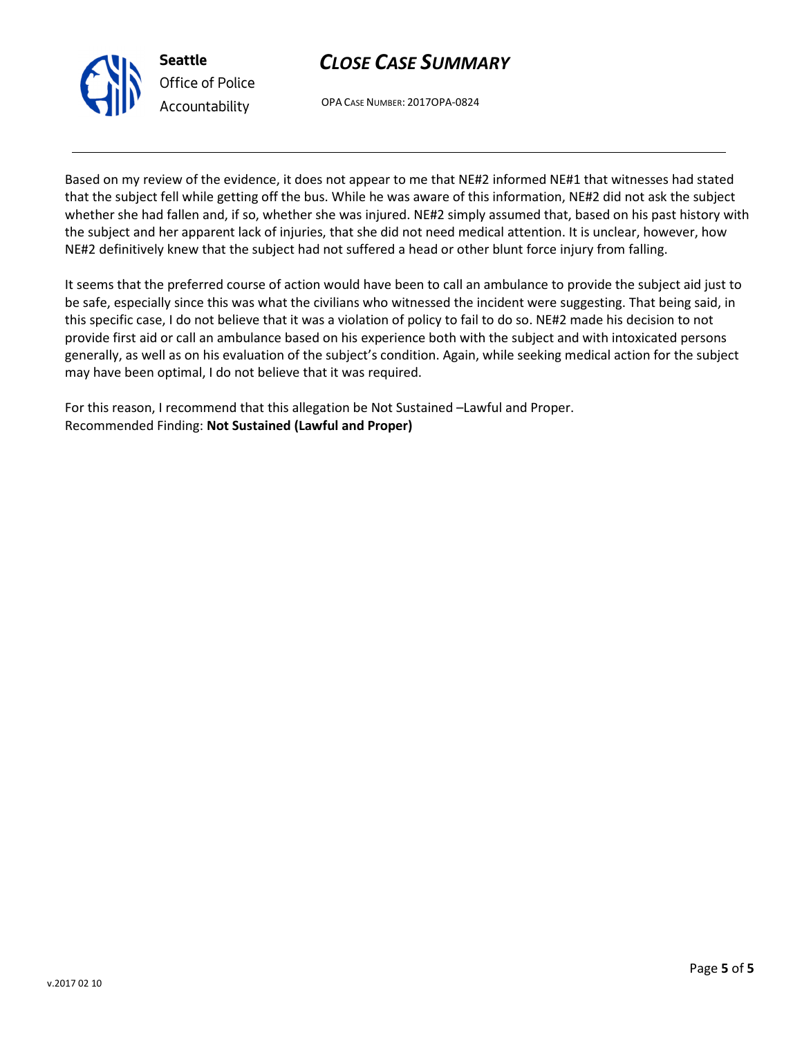Based on my review of the evidence, it does not appear to me that NE#2 informed NE#1 that witnesses had stated that the subject fell while getting off the bus. While he was aware of this information, NE#2 did not ask the subject whether she had fallen and, if so, whether she was injured. NE#2 simply assumed that, based on his past history with the subject and her apparent lack of injuries, that she did not need medical attention. It is unclear, however, how NE#2 definitively knew that the subject had not suffered a head or other blunt force injury from falling.

It seems that the preferred course of action would have been to call an ambulance to provide the subject aid just to be safe, especially since this was what the civilians who witnessed the incident were suggesting. That being said, in this specific case, I do not believe that it was a violation of policy to fail to do so. NE#2 made his decision to not provide first aid or call an ambulance based on his experience both with the subject and with intoxicated persons generally, as well as on his evaluation of the subject's condition. Again, while seeking medical action for the subject may have been optimal, I do not believe that it was required.

For this reason, I recommend that this allegation be Not Sustained –Lawful and Proper.
Recommended Finding: **Not Sustained (Lawful and Proper)**